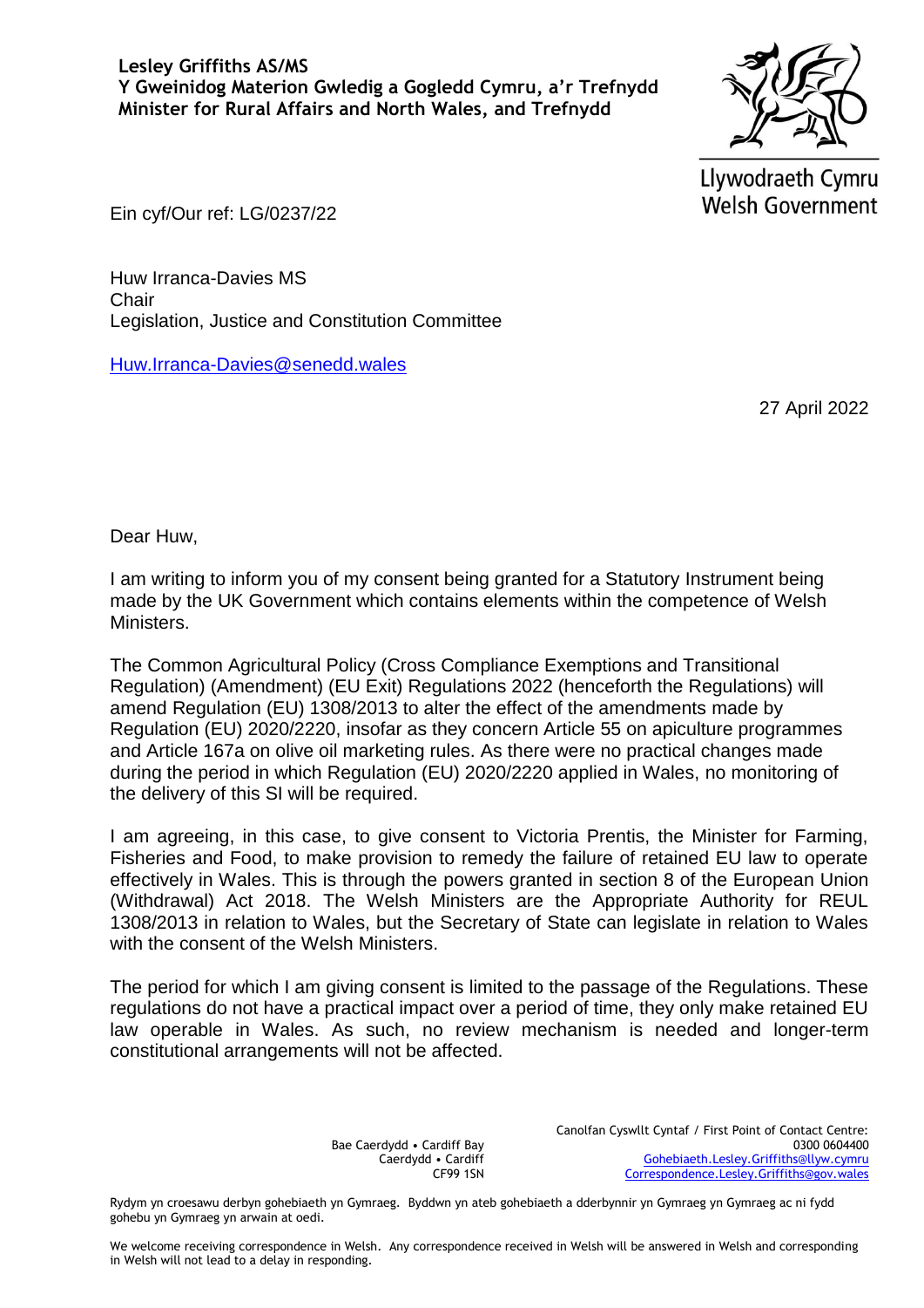**Lesley Griffiths AS/MS**
**Y Gweinidog Materion Gwledig a Gogledd Cymru, a'r Trefnydd**
**Minister for Rural Affairs and North Wales, and Trefnydd**

Llywodraeth Cymru
Welsh Government

Ein cyf/Our ref: LG/0237/22

Huw Irranca-Davies MS
Chair
Legislation, Justice and Constitution Committee

Huw.Irranca-Davies@senedd.wales

27 April 2022

Dear Huw,

I am writing to inform you of my consent being granted for a Statutory Instrument being made by the UK Government which contains elements within the competence of Welsh Ministers.

The Common Agricultural Policy (Cross Compliance Exemptions and Transitional Regulation) (Amendment) (EU Exit) Regulations 2022 (henceforth the Regulations) will amend Regulation (EU) 1308/2013 to alter the effect of the amendments made by Regulation (EU) 2020/2220, insofar as they concern Article 55 on apiculture programmes and Article 167a on olive oil marketing rules. As there were no practical changes made during the period in which Regulation (EU) 2020/2220 applied in Wales, no monitoring of the delivery of this SI will be required.

I am agreeing, in this case, to give consent to Victoria Prentis, the Minister for Farming, Fisheries and Food, to make provision to remedy the failure of retained EU law to operate effectively in Wales. This is through the powers granted in section 8 of the European Union (Withdrawal) Act 2018. The Welsh Ministers are the Appropriate Authority for REUL 1308/2013 in relation to Wales, but the Secretary of State can legislate in relation to Wales with the consent of the Welsh Ministers.

The period for which I am giving consent is limited to the passage of the Regulations. These regulations do not have a practical impact over a period of time, they only make retained EU law operable in Wales. As such, no review mechanism is needed and longer-term constitutional arrangements will not be affected.

Bae Caerdydd • Cardiff Bay
Caerdydd • Cardiff
CF99 1SN

Canolfan Cyswllt Cyntaf / First Point of Contact Centre:
0300 0604400
Gohebiaeth.Lesley.Griffiths@llyw.cymru
Correspondence.Lesley.Griffiths@gov.wales

Rydym yn croesawu derbyn gohebiaeth yn Gymraeg. Byddwn yn ateb gohebiaeth a dderbynnir yn Gymraeg yn Gymraeg ac ni fydd gohebu yn Gymraeg yn arwain at oedi.

We welcome receiving correspondence in Welsh. Any correspondence received in Welsh will be answered in Welsh and corresponding in Welsh will not lead to a delay in responding.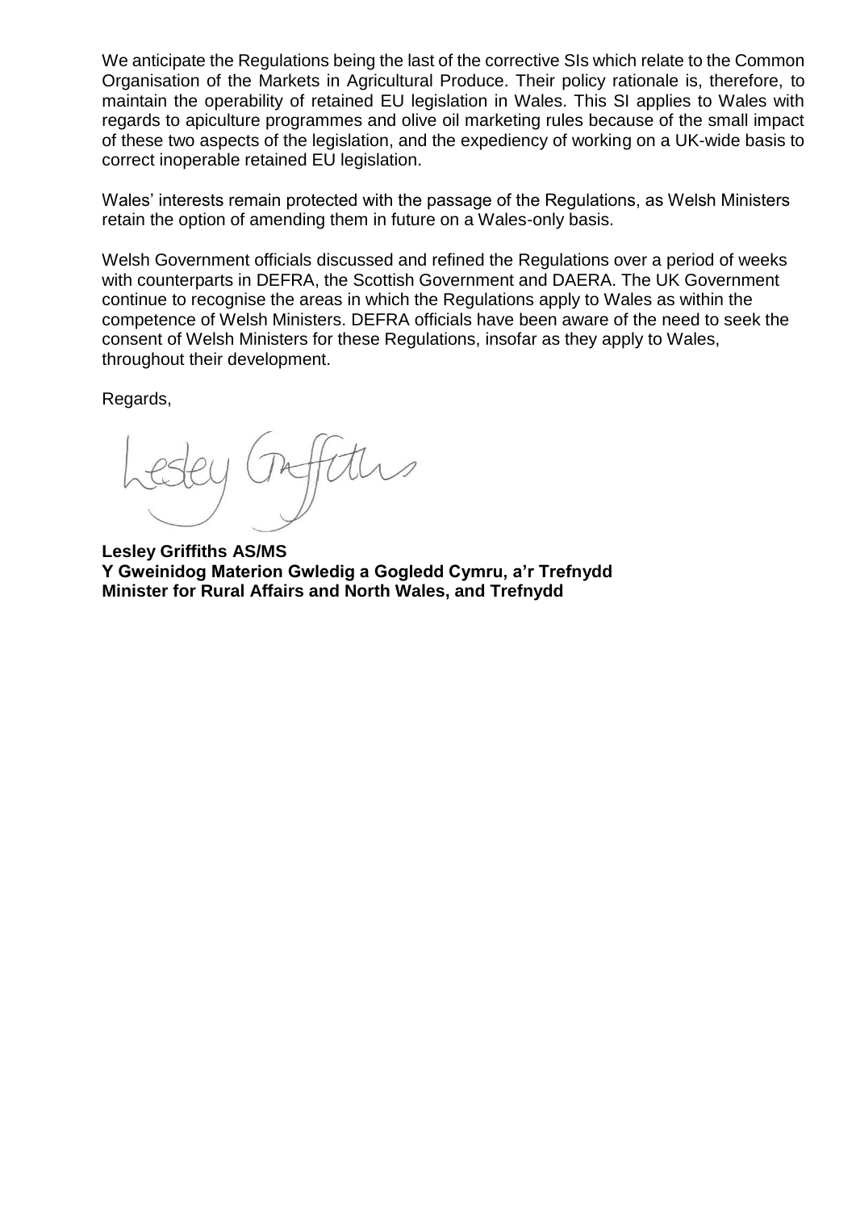We anticipate the Regulations being the last of the corrective SIs which relate to the Common Organisation of the Markets in Agricultural Produce. Their policy rationale is, therefore, to maintain the operability of retained EU legislation in Wales. This SI applies to Wales with regards to apiculture programmes and olive oil marketing rules because of the small impact of these two aspects of the legislation, and the expediency of working on a UK-wide basis to correct inoperable retained EU legislation.

Wales' interests remain protected with the passage of the Regulations, as Welsh Ministers retain the option of amending them in future on a Wales-only basis.

Welsh Government officials discussed and refined the Regulations over a period of weeks with counterparts in DEFRA, the Scottish Government and DAERA. The UK Government continue to recognise the areas in which the Regulations apply to Wales as within the competence of Welsh Ministers. DEFRA officials have been aware of the need to seek the consent of Welsh Ministers for these Regulations, insofar as they apply to Wales, throughout their development.

Regards,

Lesley Griffiths

**Lesley Griffiths AS/MS**
**Y Gweinidog Materion Gwledig a Gogledd Cymru, a'r Trefnydd**
**Minister for Rural Affairs and North Wales, and Trefnydd**